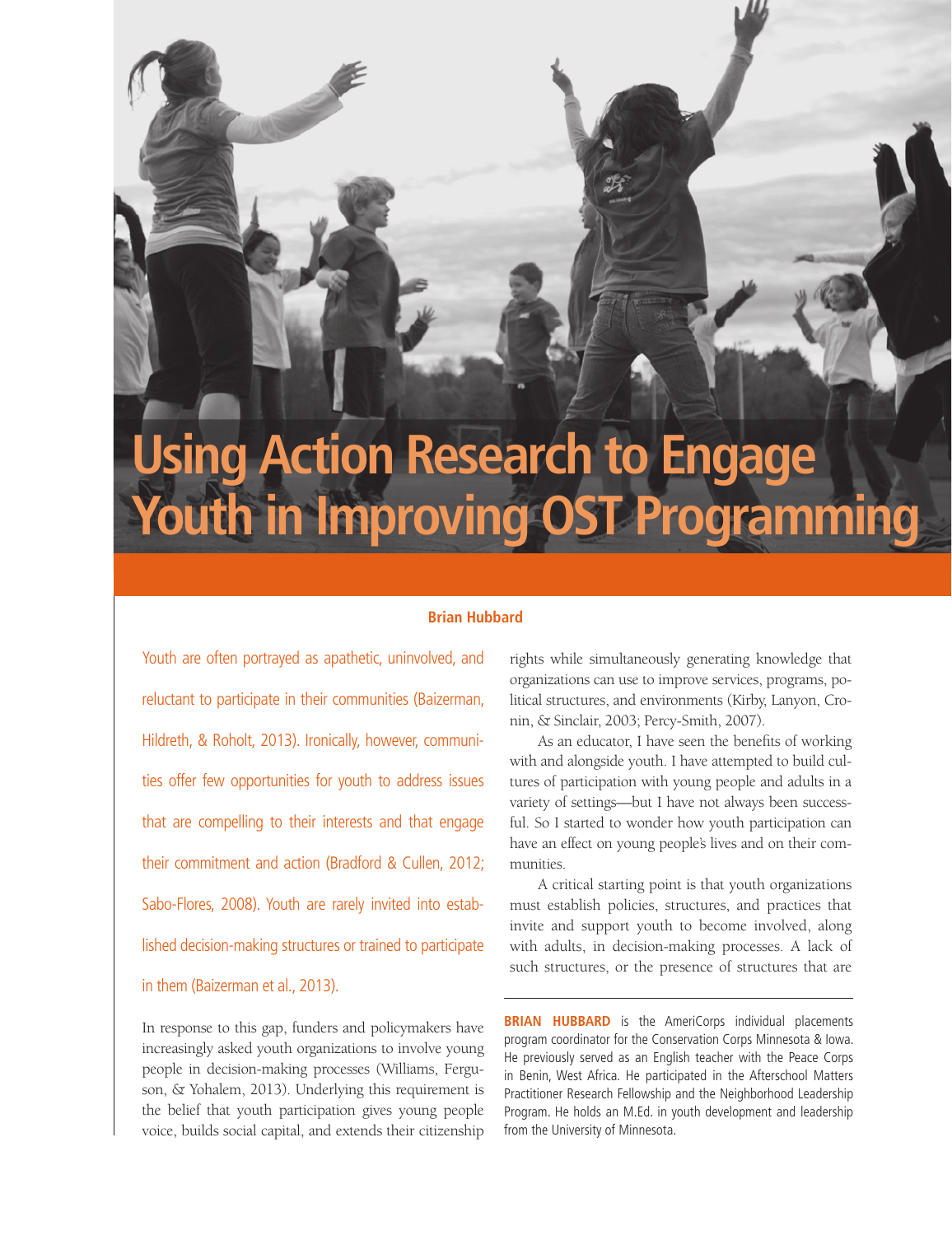# Using Action Research to Engage Youth in Improving OST Programming

**Brian Hubbard**

Youth are often portrayed as apathetic, uninvolved, and reluctant to participate in their communities (Baizerman, Hildreth, & Roholt, 2013). Ironically, however, communities offer few opportunities for youth to address issues that are compelling to their interests and that engage their commitment and action (Bradford & Cullen, 2012; Sabo-Flores, 2008). Youth are rarely invited into established decision-making structures or trained to participate in them (Baizerman et al., 2013).

In response to this gap, funders and policymakers have increasingly asked youth organizations to involve young people in decision-making processes (Williams, Ferguson, & Yohalem, 2013). Underlying this requirement is the belief that youth participation gives young people voice, builds social capital, and extends their citizenship rights while simultaneously generating knowledge that organizations can use to improve services, programs, political structures, and environments (Kirby, Lanyon, Cronin, & Sinclair, 2003; Percy-Smith, 2007).

As an educator, I have seen the benefits of working with and alongside youth. I have attempted to build cultures of participation with young people and adults in a variety of settings—but I have not always been successful. So I started to wonder how youth participation can have an effect on young people's lives and on their communities.

A critical starting point is that youth organizations must establish policies, structures, and practices that invite and support youth to become involved, along with adults, in decision-making processes. A lack of such structures, or the presence of structures that are

**BRIAN HUBBARD** is the AmeriCorps individual placements program coordinator for the Conservation Corps Minnesota & Iowa. He previously served as an English teacher with the Peace Corps in Benin, West Africa. He participated in the Afterschool Matters Practitioner Research Fellowship and the Neighborhood Leadership Program. He holds an M.Ed. in youth development and leadership from the University of Minnesota.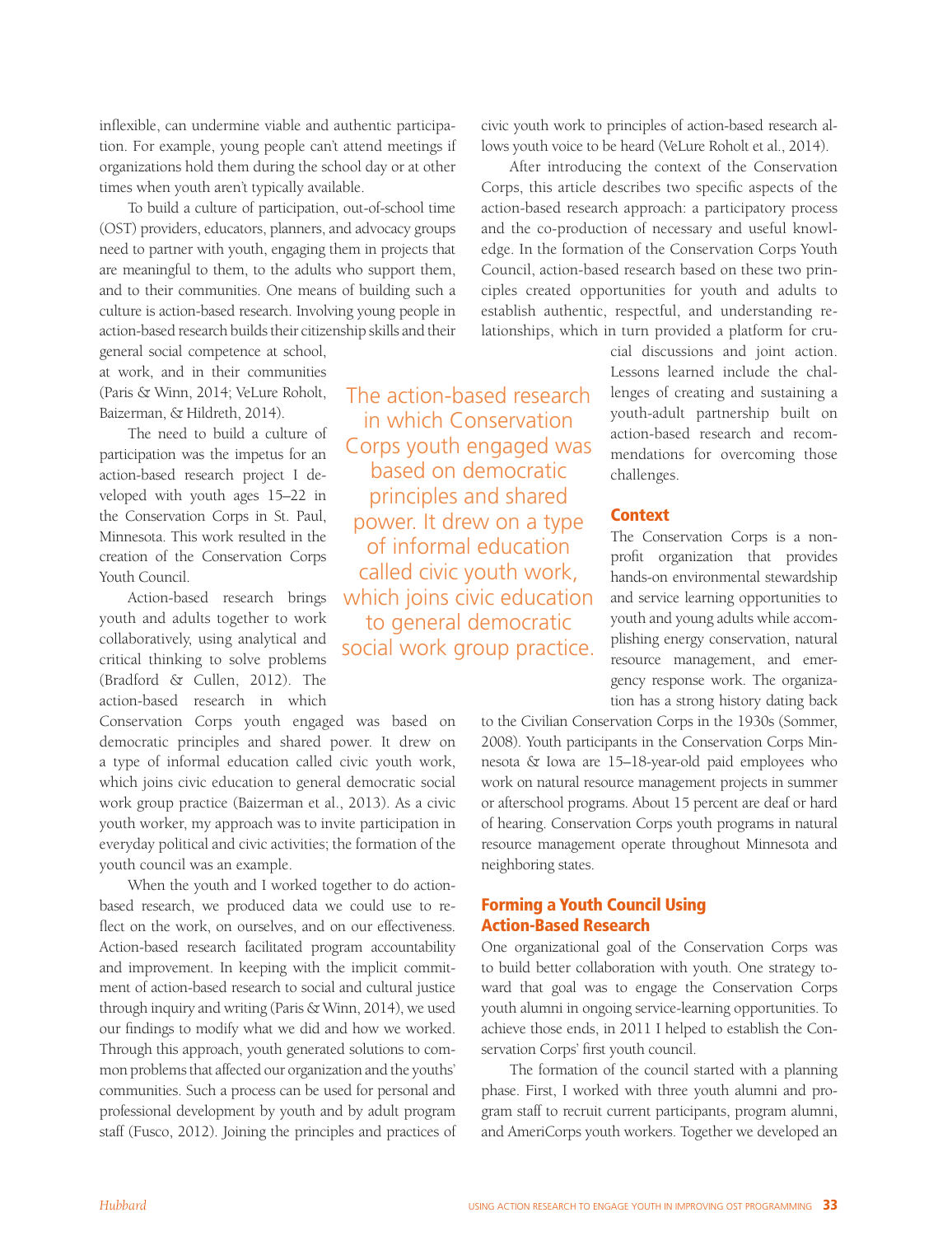inflexible, can undermine viable and authentic participation. For example, young people can't attend meetings if organizations hold them during the school day or at other times when youth aren't typically available.

To build a culture of participation, out-of-school time (OST) providers, educators, planners, and advocacy groups need to partner with youth, engaging them in projects that are meaningful to them, to the adults who support them, and to their communities. One means of building such a culture is action-based research. Involving young people in action-based research builds their citizenship skills and their general social competence at school, at work, and in their communities (Paris & Winn, 2014; VeLure Roholt, Baizerman, & Hildreth, 2014).

The need to build a culture of participation was the impetus for an action-based research project I developed with youth ages 15–22 in the Conservation Corps in St. Paul, Minnesota. This work resulted in the creation of the Conservation Corps Youth Council.

Action-based research brings youth and adults together to work collaboratively, using analytical and critical thinking to solve problems (Bradford & Cullen, 2012). The action-based research in which Conservation Corps youth engaged was based on democratic principles and shared power. It drew on a type of informal education called civic youth work, which joins civic education to general democratic social work group practice (Baizerman et al., 2013). As a civic youth worker, my approach was to invite participation in everyday political and civic activities; the formation of the youth council was an example.

When the youth and I worked together to do action-based research, we produced data we could use to reflect on the work, on ourselves, and on our effectiveness. Action-based research facilitated program accountability and improvement. In keeping with the implicit commitment of action-based research to social and cultural justice through inquiry and writing (Paris & Winn, 2014), we used our findings to modify what we did and how we worked. Through this approach, youth generated solutions to common problems that affected our organization and the youths' communities. Such a process can be used for personal and professional development by youth and by adult program staff (Fusco, 2012). Joining the principles and practices of civic youth work to principles of action-based research allows youth voice to be heard (VeLure Roholt et al., 2014).

> The action-based research in which Conservation Corps youth engaged was based on democratic principles and shared power. It drew on a type of informal education called civic youth work, which joins civic education to general democratic social work group practice.

After introducing the context of the Conservation Corps, this article describes two specific aspects of the action-based research approach: a participatory process and the co-production of necessary and useful knowledge. In the formation of the Conservation Corps Youth Council, action-based research based on these two principles created opportunities for youth and adults to establish authentic, respectful, and understanding relationships, which in turn provided a platform for crucial discussions and joint action. Lessons learned include the challenges of creating and sustaining a youth-adult partnership built on action-based research and recommendations for overcoming those challenges.

## Context

The Conservation Corps is a nonprofit organization that provides hands-on environmental stewardship and service learning opportunities to youth and young adults while accomplishing energy conservation, natural resource management, and emergency response work. The organization has a strong history dating back to the Civilian Conservation Corps in the 1930s (Sommer, 2008). Youth participants in the Conservation Corps Minnesota & Iowa are 15–18-year-old paid employees who work on natural resource management projects in summer or afterschool programs. About 15 percent are deaf or hard of hearing. Conservation Corps youth programs in natural resource management operate throughout Minnesota and neighboring states.

## Forming a Youth Council Using Action-Based Research

One organizational goal of the Conservation Corps was to build better collaboration with youth. One strategy toward that goal was to engage the Conservation Corps youth alumni in ongoing service-learning opportunities. To achieve those ends, in 2011 I helped to establish the Conservation Corps' first youth council.

The formation of the council started with a planning phase. First, I worked with three youth alumni and program staff to recruit current participants, program alumni, and AmeriCorps youth workers. Together we developed an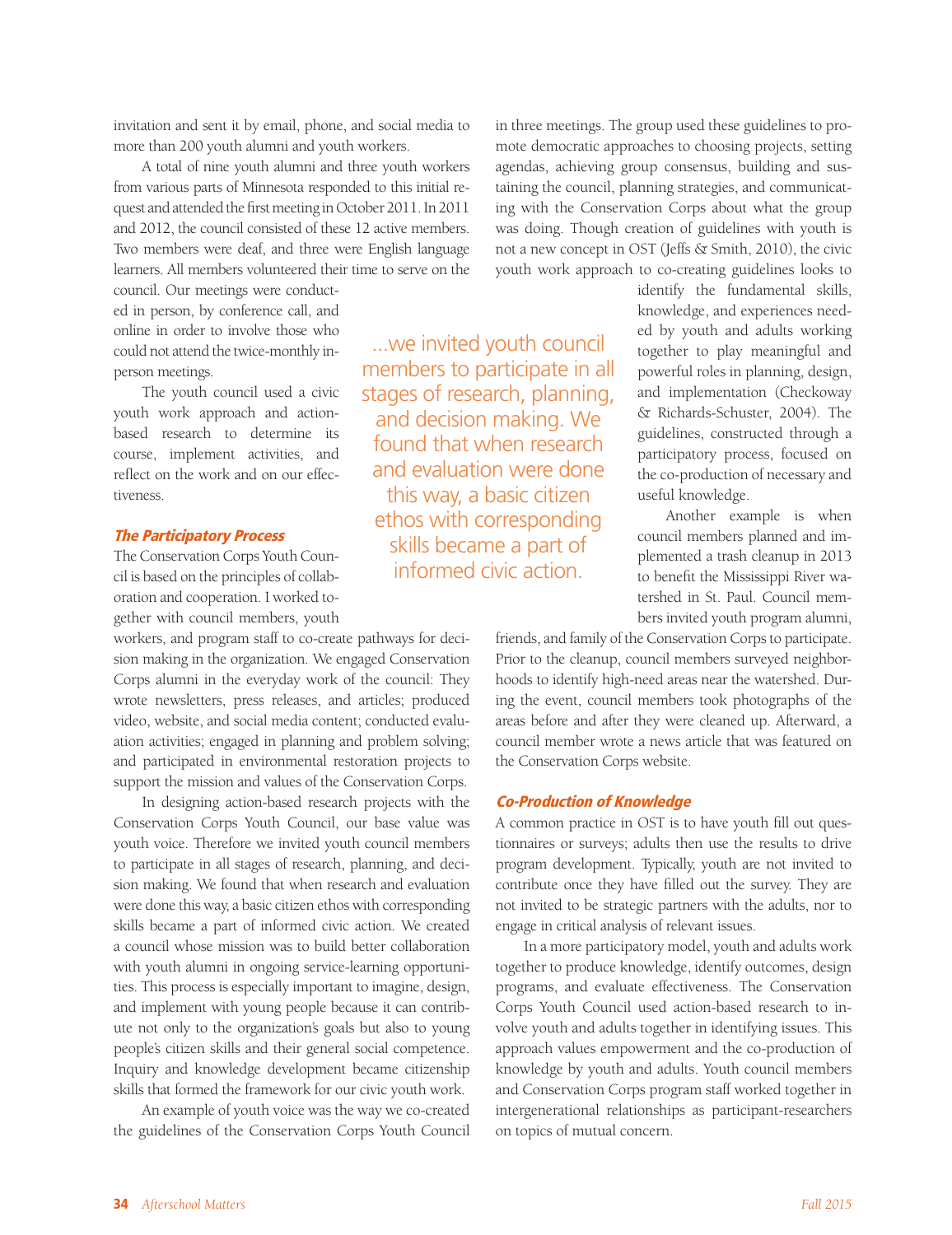invitation and sent it by email, phone, and social media to more than 200 youth alumni and youth workers.

A total of nine youth alumni and three youth workers from various parts of Minnesota responded to this initial request and attended the first meeting in October 2011. In 2011 and 2012, the council consisted of these 12 active members. Two members were deaf, and three were English language learners. All members volunteered their time to serve on the council. Our meetings were conducted in person, by conference call, and online in order to involve those who could not attend the twice-monthly in-person meetings.

The youth council used a civic youth work approach and action-based research to determine its course, implement activities, and reflect on the work and on our effectiveness.

### The Participatory Process

The Conservation Corps Youth Council is based on the principles of collaboration and cooperation. I worked together with council members, youth workers, and program staff to co-create pathways for decision making in the organization. We engaged Conservation Corps alumni in the everyday work of the council: They wrote newsletters, press releases, and articles; produced video, website, and social media content; conducted evaluation activities; engaged in planning and problem solving; and participated in environmental restoration projects to support the mission and values of the Conservation Corps.

In designing action-based research projects with the Conservation Corps Youth Council, our base value was youth voice. Therefore we invited youth council members to participate in all stages of research, planning, and decision making. We found that when research and evaluation were done this way, a basic citizen ethos with corresponding skills became a part of informed civic action. We created a council whose mission was to build better collaboration with youth alumni in ongoing service-learning opportunities. This process is especially important to imagine, design, and implement with young people because it can contribute not only to the organization's goals but also to young people's citizen skills and their general social competence. Inquiry and knowledge development became citizenship skills that formed the framework for our civic youth work.

> ...we invited youth council members to participate in all stages of research, planning, and decision making. We found that when research and evaluation were done this way, a basic citizen ethos with corresponding skills became a part of informed civic action.

An example of youth voice was the way we co-created the guidelines of the Conservation Corps Youth Council in three meetings. The group used these guidelines to promote democratic approaches to choosing projects, setting agendas, achieving group consensus, building and sustaining the council, planning strategies, and communicating with the Conservation Corps about what the group was doing. Though creation of guidelines with youth is not a new concept in OST (Jeffs & Smith, 2010), the civic youth work approach to co-creating guidelines looks to identify the fundamental skills, knowledge, and experiences needed by youth and adults working together to play meaningful and powerful roles in planning, design, and implementation (Checkoway & Richards-Schuster, 2004). The guidelines, constructed through a participatory process, focused on the co-production of necessary and useful knowledge.

Another example is when council members planned and implemented a trash cleanup in 2013 to benefit the Mississippi River watershed in St. Paul. Council members invited youth program alumni, friends, and family of the Conservation Corps to participate. Prior to the cleanup, council members surveyed neighborhoods to identify high-need areas near the watershed. During the event, council members took photographs of the areas before and after they were cleaned up. Afterward, a council member wrote a news article that was featured on the Conservation Corps website.

### Co-Production of Knowledge

A common practice in OST is to have youth fill out questionnaires or surveys; adults then use the results to drive program development. Typically, youth are not invited to contribute once they have filled out the survey. They are not invited to be strategic partners with the adults, nor to engage in critical analysis of relevant issues.

In a more participatory model, youth and adults work together to produce knowledge, identify outcomes, design programs, and evaluate effectiveness. The Conservation Corps Youth Council used action-based research to involve youth and adults together in identifying issues. This approach values empowerment and the co-production of knowledge by youth and adults. Youth council members and Conservation Corps program staff worked together in intergenerational relationships as participant-researchers on topics of mutual concern.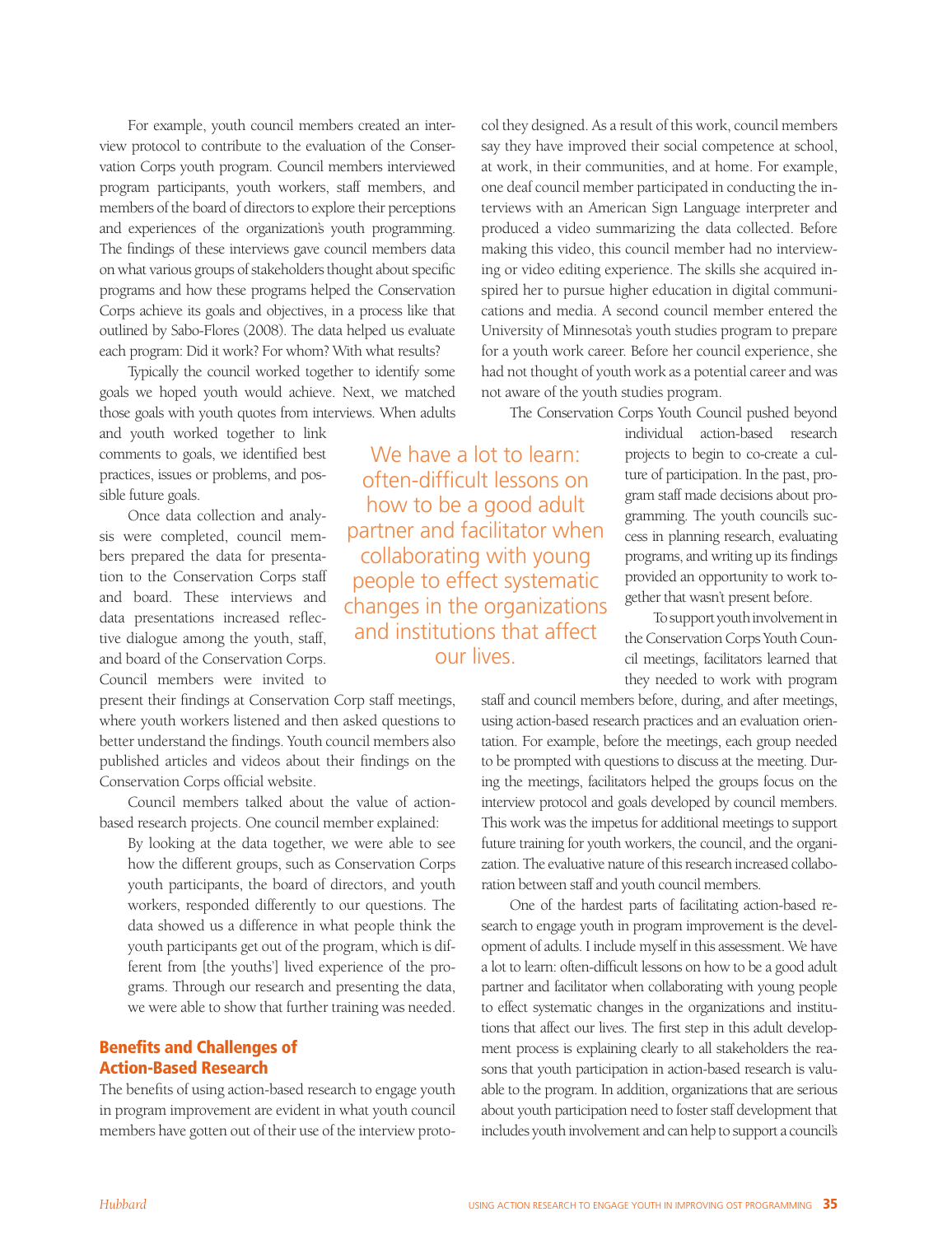For example, youth council members created an interview protocol to contribute to the evaluation of the Conservation Corps youth program. Council members interviewed program participants, youth workers, staff members, and members of the board of directors to explore their perceptions and experiences of the organization's youth programming. The findings of these interviews gave council members data on what various groups of stakeholders thought about specific programs and how these programs helped the Conservation Corps achieve its goals and objectives, in a process like that outlined by Sabo-Flores (2008). The data helped us evaluate each program: Did it work? For whom? With what results?

Typically the council worked together to identify some goals we hoped youth would achieve. Next, we matched those goals with youth quotes from interviews. When adults and youth worked together to link comments to goals, we identified best practices, issues or problems, and possible future goals.

Once data collection and analysis were completed, council members prepared the data for presentation to the Conservation Corps staff and board. These interviews and data presentations increased reflective dialogue among the youth, staff, and board of the Conservation Corps. Council members were invited to present their findings at Conservation Corp staff meetings, where youth workers listened and then asked questions to better understand the findings. Youth council members also published articles and videos about their findings on the Conservation Corps official website.

Council members talked about the value of action-based research projects. One council member explained:

> By looking at the data together, we were able to see how the different groups, such as Conservation Corps youth participants, the board of directors, and youth workers, responded differently to our questions. The data showed us a difference in what people think the youth participants get out of the program, which is different from [the youths'] lived experience of the programs. Through our research and presenting the data, we were able to show that further training was needed.

## Benefits and Challenges of Action-Based Research

The benefits of using action-based research to engage youth in program improvement are evident in what youth council members have gotten out of their use of the interview protocol they designed. As a result of this work, council members say they have improved their social competence at school, at work, in their communities, and at home. For example, one deaf council member participated in conducting the interviews with an American Sign Language interpreter and produced a video summarizing the data collected. Before making this video, this council member had no interviewing or video editing experience. The skills she acquired inspired her to pursue higher education in digital communications and media. A second council member entered the University of Minnesota's youth studies program to prepare for a youth work career. Before her council experience, she had not thought of youth work as a potential career and was not aware of the youth studies program.

The Conservation Corps Youth Council pushed beyond individual action-based research projects to begin to co-create a culture of participation. In the past, program staff made decisions about programming. The youth council's success in planning research, evaluating programs, and writing up its findings provided an opportunity to work together that wasn't present before.

To support youth involvement in the Conservation Corps Youth Council meetings, facilitators learned that they needed to work with program staff and council members before, during, and after meetings, using action-based research practices and an evaluation orientation. For example, before the meetings, each group needed to be prompted with questions to discuss at the meeting. During the meetings, facilitators helped the groups focus on the interview protocol and goals developed by council members. This work was the impetus for additional meetings to support future training for youth workers, the council, and the organization. The evaluative nature of this research increased collaboration between staff and youth council members.

One of the hardest parts of facilitating action-based research to engage youth in program improvement is the development of adults. I include myself in this assessment. We have a lot to learn: often-difficult lessons on how to be a good adult partner and facilitator when collaborating with young people to effect systematic changes in the organizations and institutions that affect our lives. The first step in this adult development process is explaining clearly to all stakeholders the reasons that youth participation in action-based research is valuable to the program. In addition, organizations that are serious about youth participation need to foster staff development that includes youth involvement and can help to support a council's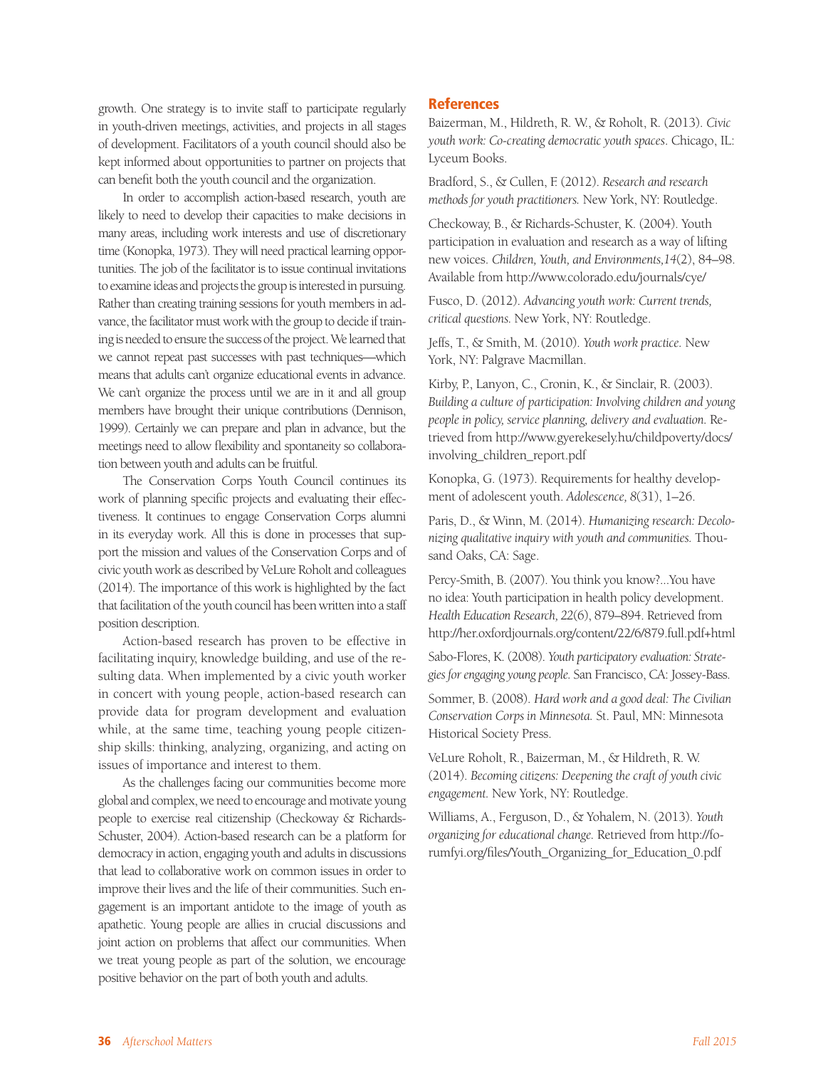growth. One strategy is to invite staff to participate regularly in youth-driven meetings, activities, and projects in all stages of development. Facilitators of a youth council should also be kept informed about opportunities to partner on projects that can benefit both the youth council and the organization.

In order to accomplish action-based research, youth are likely to need to develop their capacities to make decisions in many areas, including work interests and use of discretionary time (Konopka, 1973). They will need practical learning opportunities. The job of the facilitator is to issue continual invitations to examine ideas and projects the group is interested in pursuing. Rather than creating training sessions for youth members in advance, the facilitator must work with the group to decide if training is needed to ensure the success of the project. We learned that we cannot repeat past successes with past techniques—which means that adults can't organize educational events in advance. We can't organize the process until we are in it and all group members have brought their unique contributions (Dennison, 1999). Certainly we can prepare and plan in advance, but the meetings need to allow flexibility and spontaneity so collaboration between youth and adults can be fruitful.

The Conservation Corps Youth Council continues its work of planning specific projects and evaluating their effectiveness. It continues to engage Conservation Corps alumni in its everyday work. All this is done in processes that support the mission and values of the Conservation Corps and of civic youth work as described by VeLure Roholt and colleagues (2014). The importance of this work is highlighted by the fact that facilitation of the youth council has been written into a staff position description.

Action-based research has proven to be effective in facilitating inquiry, knowledge building, and use of the resulting data. When implemented by a civic youth worker in concert with young people, action-based research can provide data for program development and evaluation while, at the same time, teaching young people citizenship skills: thinking, analyzing, organizing, and acting on issues of importance and interest to them.

As the challenges facing our communities become more global and complex, we need to encourage and motivate young people to exercise real citizenship (Checkoway & Richards-Schuster, 2004). Action-based research can be a platform for democracy in action, engaging youth and adults in discussions that lead to collaborative work on common issues in order to improve their lives and the life of their communities. Such engagement is an important antidote to the image of youth as apathetic. Young people are allies in crucial discussions and joint action on problems that affect our communities. When we treat young people as part of the solution, we encourage positive behavior on the part of both youth and adults.

## References

Baizerman, M., Hildreth, R. W., & Roholt, R. (2013). *Civic youth work: Co-creating democratic youth spaces*. Chicago, IL: Lyceum Books.

Bradford, S., & Cullen, F. (2012). *Research and research methods for youth practitioners.* New York, NY: Routledge.

Checkoway, B., & Richards-Schuster, K. (2004). Youth participation in evaluation and research as a way of lifting new voices. *Children, Youth, and Environments,14*(2), 84–98. Available from http://www.colorado.edu/journals/cye/

Fusco, D. (2012). *Advancing youth work: Current trends, critical questions.* New York, NY: Routledge.

Jeffs, T., & Smith, M. (2010). *Youth work practice.* New York, NY: Palgrave Macmillan.

Kirby, P., Lanyon, C., Cronin, K., & Sinclair, R. (2003). *Building a culture of participation: Involving children and young people in policy, service planning, delivery and evaluation.* Retrieved from http://www.gyerekesely.hu/childpoverty/docs/involving_children_report.pdf

Konopka, G. (1973). Requirements for healthy development of adolescent youth. *Adolescence, 8*(31), 1–26.

Paris, D., & Winn, M. (2014). *Humanizing research: Decolonizing qualitative inquiry with youth and communities.* Thousand Oaks, CA: Sage.

Percy-Smith, B. (2007). You think you know?...You have no idea: Youth participation in health policy development. *Health Education Research, 22*(6), 879–894. Retrieved from http://her.oxfordjournals.org/content/22/6/879.full.pdf+html

Sabo-Flores, K. (2008). *Youth participatory evaluation: Strategies for engaging young people.* San Francisco, CA: Jossey-Bass.

Sommer, B. (2008). *Hard work and a good deal: The Civilian Conservation Corps in Minnesota.* St. Paul, MN: Minnesota Historical Society Press.

VeLure Roholt, R., Baizerman, M., & Hildreth, R. W. (2014). *Becoming citizens: Deepening the craft of youth civic engagement.* New York, NY: Routledge.

Williams, A., Ferguson, D., & Yohalem, N. (2013). *Youth organizing for educational change.* Retrieved from http://forumfyi.org/files/Youth_Organizing_for_Education_0.pdf